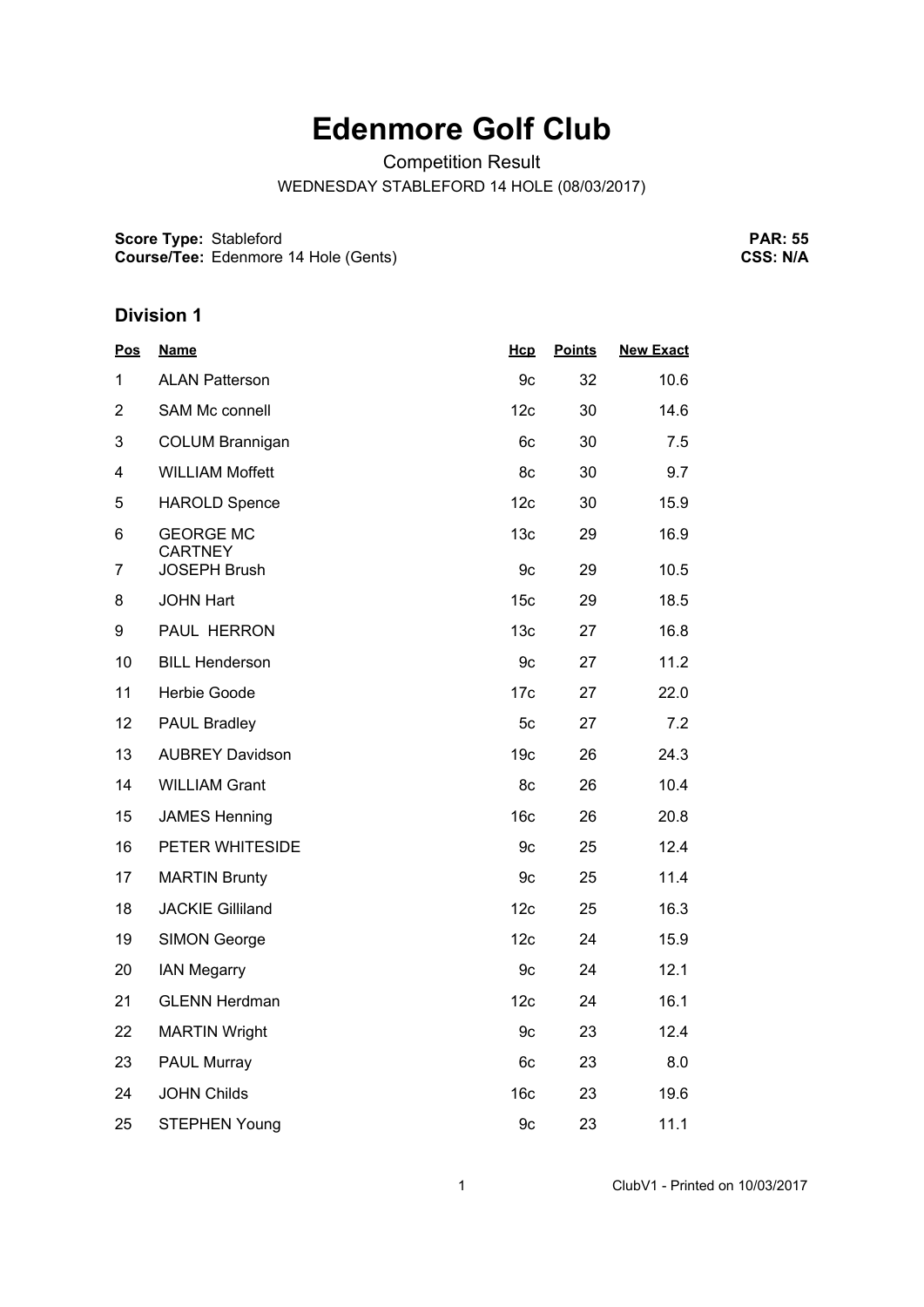# Edenmore Golf Club

Competition Result

WEDNESDAY STABLEFORD 14 HOLE (08/03/2017)

**Score Type:** Stableford
**Course/Tee:** Edenmore 14 Hole (Gents)

**PAR: 55**
**CSS: N/A**

## Division 1

| Pos | Name | Hcp | Points | New Exact |
|---|---|---|---|---|
| 1 | ALAN Patterson | 9c | 32 | 10.6 |
| 2 | SAM Mc connell | 12c | 30 | 14.6 |
| 3 | COLUM Brannigan | 6c | 30 | 7.5 |
| 4 | WILLIAM Moffett | 8c | 30 | 9.7 |
| 5 | HAROLD Spence | 12c | 30 | 15.9 |
| 6 | GEORGE MC CARTNEY | 13c | 29 | 16.9 |
| 7 | JOSEPH Brush | 9c | 29 | 10.5 |
| 8 | JOHN Hart | 15c | 29 | 18.5 |
| 9 | PAUL HERRON | 13c | 27 | 16.8 |
| 10 | BILL Henderson | 9c | 27 | 11.2 |
| 11 | Herbie Goode | 17c | 27 | 22.0 |
| 12 | PAUL Bradley | 5c | 27 | 7.2 |
| 13 | AUBREY Davidson | 19c | 26 | 24.3 |
| 14 | WILLIAM Grant | 8c | 26 | 10.4 |
| 15 | JAMES Henning | 16c | 26 | 20.8 |
| 16 | PETER WHITESIDE | 9c | 25 | 12.4 |
| 17 | MARTIN Brunty | 9c | 25 | 11.4 |
| 18 | JACKIE Gilliland | 12c | 25 | 16.3 |
| 19 | SIMON George | 12c | 24 | 15.9 |
| 20 | IAN Megarry | 9c | 24 | 12.1 |
| 21 | GLENN Herdman | 12c | 24 | 16.1 |
| 22 | MARTIN Wright | 9c | 23 | 12.4 |
| 23 | PAUL Murray | 6c | 23 | 8.0 |
| 24 | JOHN Childs | 16c | 23 | 19.6 |
| 25 | STEPHEN Young | 9c | 23 | 11.1 |

ClubV1 - Printed on 10/03/2017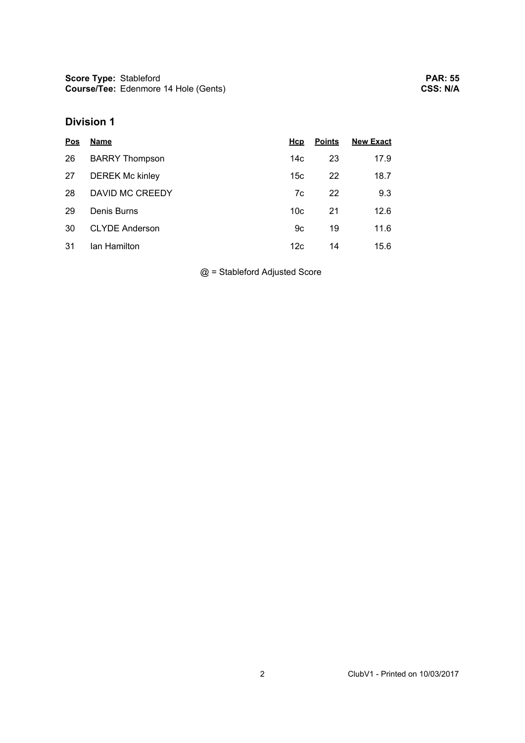**Score Type:** Stableford
**Course/Tee:** Edenmore 14 Hole (Gents)

**PAR: 55**
**CSS: N/A**

## Division 1

| Pos | Name | Hcp | Points | New Exact |
|---|---|---|---|---|
| 26 | BARRY Thompson | 14c | 23 | 17.9 |
| 27 | DEREK Mc kinley | 15c | 22 | 18.7 |
| 28 | DAVID MC CREEDY | 7c | 22 | 9.3 |
| 29 | Denis Burns | 10c | 21 | 12.6 |
| 30 | CLYDE Anderson | 9c | 19 | 11.6 |
| 31 | Ian Hamilton | 12c | 14 | 15.6 |

@ = Stableford Adjusted Score

ClubV1 - Printed on 10/03/2017